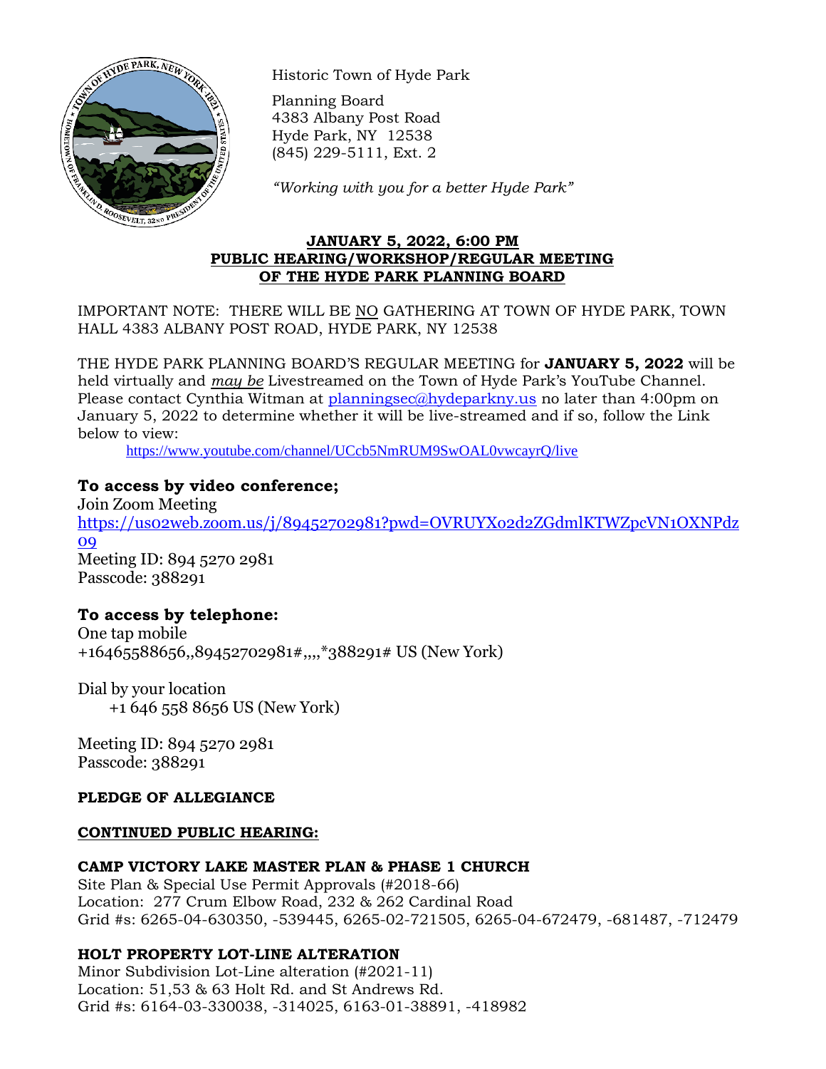Historic Town of Hyde Park

Planning Board
4383 Albany Post Road
Hyde Park, NY 12538
(845) 229-5111, Ext. 2

*"Working with you for a better Hyde Park"*

**JANUARY 5, 2022, 6:00 PM**
**PUBLIC HEARING/WORKSHOP/REGULAR MEETING**
**OF THE HYDE PARK PLANNING BOARD**

IMPORTANT NOTE: THERE WILL BE NO GATHERING AT TOWN OF HYDE PARK, TOWN HALL 4383 ALBANY POST ROAD, HYDE PARK, NY 12538

THE HYDE PARK PLANNING BOARD'S REGULAR MEETING for **JANUARY 5, 2022** will be held virtually and *may be* Livestreamed on the Town of Hyde Park's YouTube Channel. Please contact Cynthia Witman at planningsec@hydeparkny.us no later than 4:00pm on January 5, 2022 to determine whether it will be live-streamed and if so, follow the Link below to view:

https://www.youtube.com/channel/UCcb5NmRUM9SwOAL0vwcayrQ/live

**To access by video conference;**

Join Zoom Meeting
https://us02web.zoom.us/j/89452702981?pwd=OVRUYX02d2ZGdmlKTWZpcVN1OXNPdz09
Meeting ID: 894 5270 2981
Passcode: 388291

**To access by telephone:**

One tap mobile
+16465588656,,89452702981#,,,,*388291# US (New York)

Dial by your location
+1 646 558 8656 US (New York)

Meeting ID: 894 5270 2981
Passcode: 388291

**PLEDGE OF ALLEGIANCE**

**CONTINUED PUBLIC HEARING:**

**CAMP VICTORY LAKE MASTER PLAN & PHASE 1 CHURCH**
Site Plan & Special Use Permit Approvals (#2018-66)
Location: 277 Crum Elbow Road, 232 & 262 Cardinal Road
Grid #s: 6265-04-630350, -539445, 6265-02-721505, 6265-04-672479, -681487, -712479

**HOLT PROPERTY LOT-LINE ALTERATION**
Minor Subdivision Lot-Line alteration (#2021-11)
Location: 51,53 & 63 Holt Rd. and St Andrews Rd.
Grid #s: 6164-03-330038, -314025, 6163-01-38891, -418982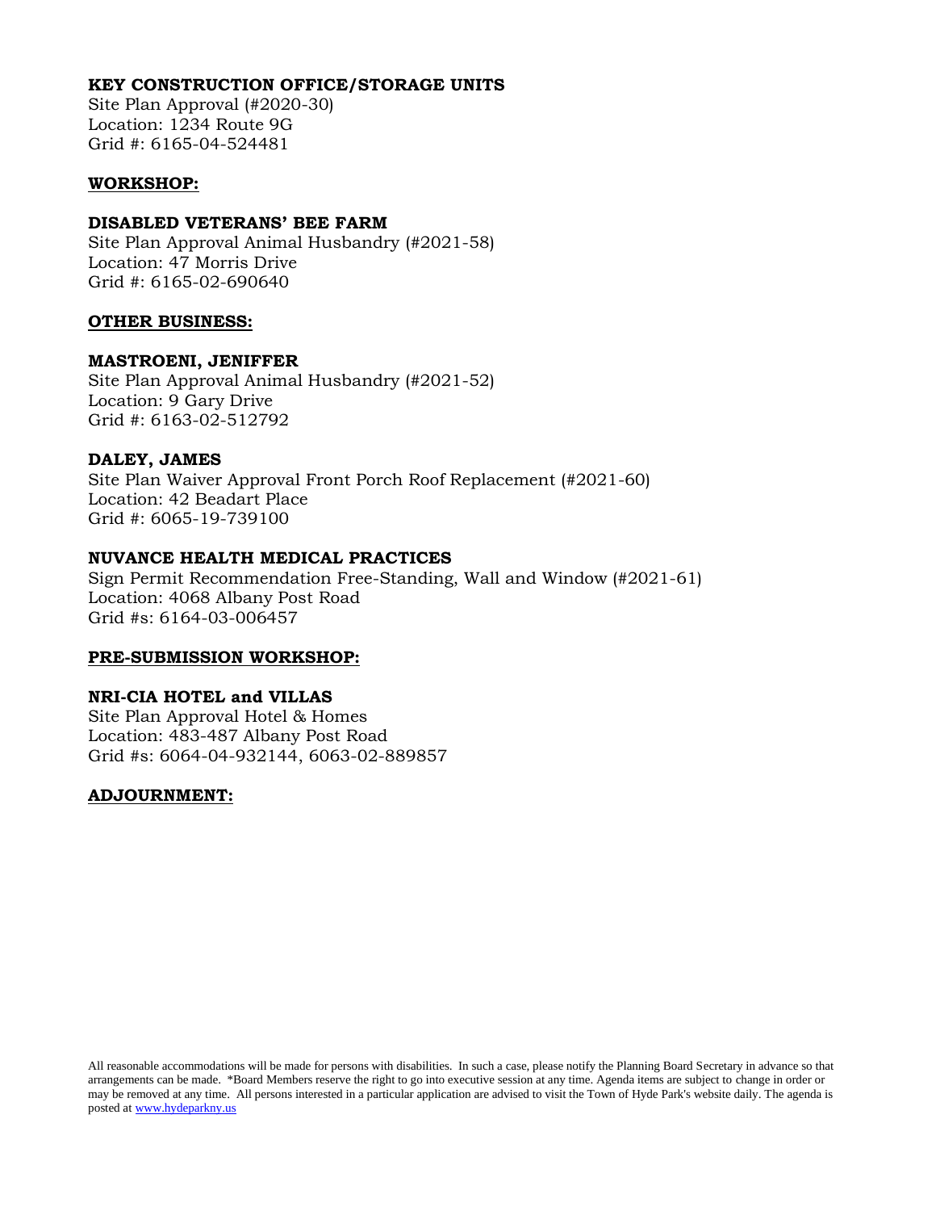**KEY CONSTRUCTION OFFICE/STORAGE UNITS**
Site Plan Approval (#2020-30)
Location: 1234 Route 9G
Grid #: 6165-04-524481

**<u>WORKSHOP:</u>**

**DISABLED VETERANS' BEE FARM**
Site Plan Approval Animal Husbandry (#2021-58)
Location: 47 Morris Drive
Grid #: 6165-02-690640

**<u>OTHER BUSINESS:</u>**

**MASTROENI, JENIFFER**
Site Plan Approval Animal Husbandry (#2021-52)
Location: 9 Gary Drive
Grid #: 6163-02-512792

**DALEY, JAMES**
Site Plan Waiver Approval Front Porch Roof Replacement (#2021-60)
Location: 42 Beadart Place
Grid #: 6065-19-739100

**NUVANCE HEALTH MEDICAL PRACTICES**
Sign Permit Recommendation Free-Standing, Wall and Window (#2021-61)
Location: 4068 Albany Post Road
Grid #s: 6164-03-006457

**<u>PRE-SUBMISSION WORKSHOP:</u>**

**NRI-CIA HOTEL and VILLAS**
Site Plan Approval Hotel & Homes
Location: 483-487 Albany Post Road
Grid #s: 6064-04-932144, 6063-02-889857

**<u>ADJOURNMENT:</u>**

All reasonable accommodations will be made for persons with disabilities. In such a case, please notify the Planning Board Secretary in advance so that arrangements can be made. *Board Members reserve the right to go into executive session at any time. Agenda items are subject to change in order or may be removed at any time. All persons interested in a particular application are advised to visit the Town of Hyde Park's website daily. The agenda is posted at www.hydeparkny.us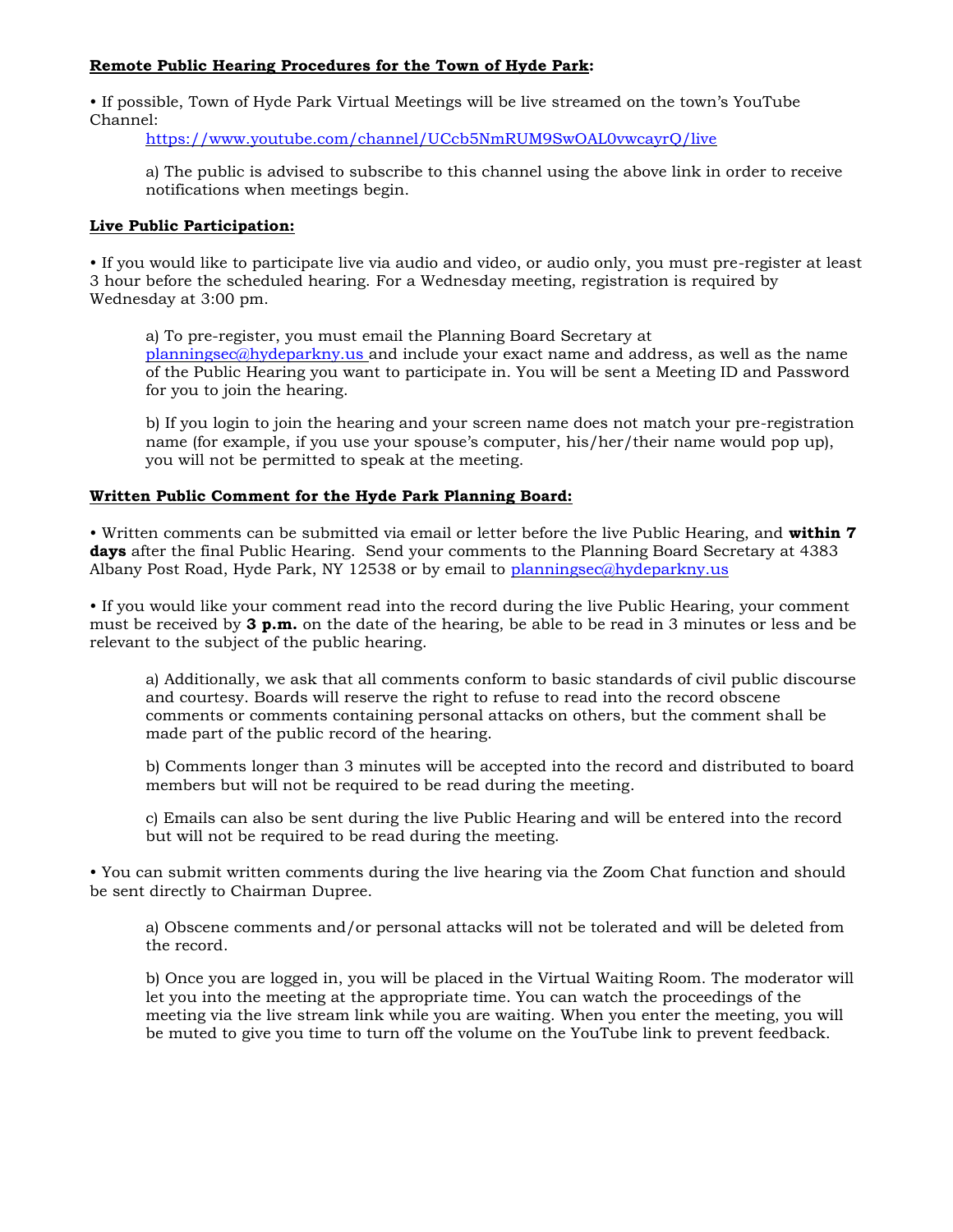**Remote Public Hearing Procedures for the Town of Hyde Park:**

• If possible, Town of Hyde Park Virtual Meetings will be live streamed on the town's YouTube Channel:

https://www.youtube.com/channel/UCcb5NmRUM9SwOAL0vwcayrQ/live

a) The public is advised to subscribe to this channel using the above link in order to receive notifications when meetings begin.

**Live Public Participation:**

• If you would like to participate live via audio and video, or audio only, you must pre-register at least 3 hour before the scheduled hearing. For a Wednesday meeting, registration is required by Wednesday at 3:00 pm.

a) To pre-register, you must email the Planning Board Secretary at planningsec@hydeparkny.us and include your exact name and address, as well as the name of the Public Hearing you want to participate in. You will be sent a Meeting ID and Password for you to join the hearing.

b) If you login to join the hearing and your screen name does not match your pre-registration name (for example, if you use your spouse's computer, his/her/their name would pop up), you will not be permitted to speak at the meeting.

**Written Public Comment for the Hyde Park Planning Board:**

• Written comments can be submitted via email or letter before the live Public Hearing, and **within 7 days** after the final Public Hearing. Send your comments to the Planning Board Secretary at 4383 Albany Post Road, Hyde Park, NY 12538 or by email to planningsec@hydeparkny.us

• If you would like your comment read into the record during the live Public Hearing, your comment must be received by **3 p.m.** on the date of the hearing, be able to be read in 3 minutes or less and be relevant to the subject of the public hearing.

a) Additionally, we ask that all comments conform to basic standards of civil public discourse and courtesy. Boards will reserve the right to refuse to read into the record obscene comments or comments containing personal attacks on others, but the comment shall be made part of the public record of the hearing.

b) Comments longer than 3 minutes will be accepted into the record and distributed to board members but will not be required to be read during the meeting.

c) Emails can also be sent during the live Public Hearing and will be entered into the record but will not be required to be read during the meeting.

• You can submit written comments during the live hearing via the Zoom Chat function and should be sent directly to Chairman Dupree.

a) Obscene comments and/or personal attacks will not be tolerated and will be deleted from the record.

b) Once you are logged in, you will be placed in the Virtual Waiting Room. The moderator will let you into the meeting at the appropriate time. You can watch the proceedings of the meeting via the live stream link while you are waiting. When you enter the meeting, you will be muted to give you time to turn off the volume on the YouTube link to prevent feedback.